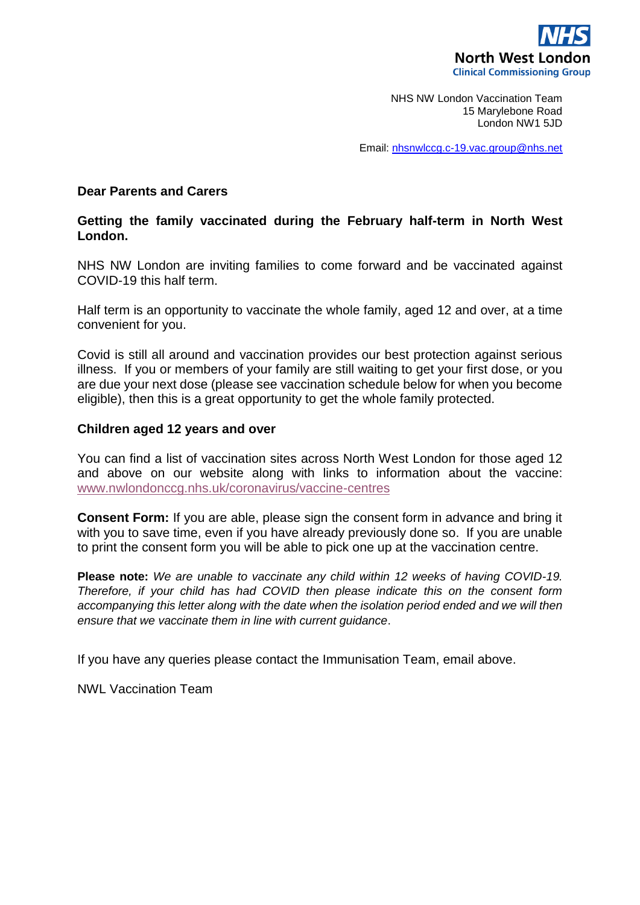**NHS**
**North West London**
**Clinical Commissioning Group**

NHS NW London Vaccination Team
15 Marylebone Road
London NW1 5JD

Email: nhsnwlccg.c-19.vac.group@nhs.net

**Dear Parents and Carers**

**Getting the family vaccinated during the February half-term in North West London.**

NHS NW London are inviting families to come forward and be vaccinated against COVID-19 this half term.

Half term is an opportunity to vaccinate the whole family, aged 12 and over, at a time convenient for you.

Covid is still all around and vaccination provides our best protection against serious illness. If you or members of your family are still waiting to get your first dose, or you are due your next dose (please see vaccination schedule below for when you become eligible), then this is a great opportunity to get the whole family protected.

**Children aged 12 years and over**

You can find a list of vaccination sites across North West London for those aged 12 and above on our website along with links to information about the vaccine: www.nwlondonccg.nhs.uk/coronavirus/vaccine-centres

**Consent Form:** If you are able, please sign the consent form in advance and bring it with you to save time, even if you have already previously done so. If you are unable to print the consent form you will be able to pick one up at the vaccination centre.

**Please note:** *We are unable to vaccinate any child within 12 weeks of having COVID-19. Therefore, if your child has had COVID then please indicate this on the consent form accompanying this letter along with the date when the isolation period ended and we will then ensure that we vaccinate them in line with current guidance*.

If you have any queries please contact the Immunisation Team, email above.

NWL Vaccination Team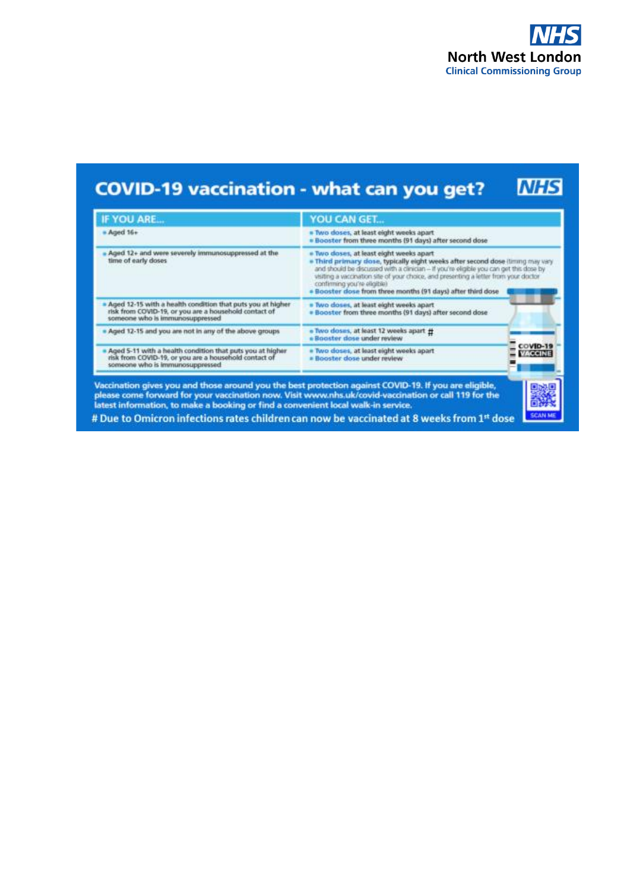# COVID-19 vaccination - what can you get?

| IF YOU ARE... | YOU CAN GET... |
| --- | --- |
| Aged 16+ | Two doses, at least eight weeks apart<br>Booster from three months (91 days) after second dose |
| Aged 12+ and were severely immunosuppressed at the time of early doses | Two doses, at least eight weeks apart<br>Third primary dose, typically eight weeks after second dose (timing may vary and should be discussed with a clinician – if you're eligible you can get this dose by visiting a vaccination site of your choice, and presenting a letter from your doctor confirming you're eligible)<br>Booster dose from three months (91 days) after third dose |
| Aged 12-15 with a health condition that puts you at higher risk from COVID-19, or you are a household contact of someone who is immunosuppressed | Two doses, at least eight weeks apart<br>Booster from three months (91 days) after second dose |
| Aged 12-15 and you are not in any of the above groups | Two doses, at least 12 weeks apart #<br>Booster dose under review |
| Aged 5-11 with a health condition that puts you at higher risk from COVID-19, or you are a household contact of someone who is immunosuppressed | Two doses, at least eight weeks apart<br>Booster dose under review |

Vaccination gives you and those around you the best protection against COVID-19. If you are eligible, please come forward for your vaccination now. Visit www.nhs.uk/covid-vaccination or call 119 for the latest information, to make a booking or find a convenient local walk-in service.

# Due to Omicron infections rates children can now be vaccinated at 8 weeks from 1st dose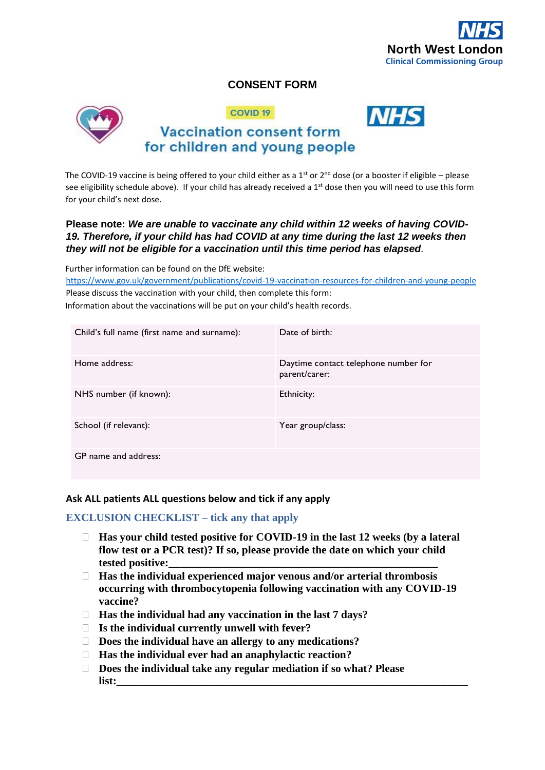North West London
Clinical Commissioning Group

## CONSENT FORM

COVID 19

# Vaccination consent form for children and young people

The COVID-19 vaccine is being offered to your child either as a 1st or 2nd dose (or a booster if eligible – please see eligibility schedule above). If your child has already received a 1st dose then you will need to use this form for your child's next dose.

**Please note:** ***We are unable to vaccinate any child within 12 weeks of having COVID-19. Therefore, if your child has had COVID at any time during the last 12 weeks then they will not be eligible for a vaccination until this time period has elapsed***.

Further information can be found on the DfE website:
https://www.gov.uk/government/publications/covid-19-vaccination-resources-for-children-and-young-people
Please discuss the vaccination with your child, then complete this form:
Information about the vaccinations will be put on your child's health records.

| Child's full name (first name and surname): | Date of birth: |
|---|---|
| Home address: | Daytime contact telephone number for parent/carer: |
| NHS number (if known): | Ethnicity: |
| School (if relevant): | Year group/class: |
| GP name and address: | |

**Ask ALL patients ALL questions below and tick if any apply**

### EXCLUSION CHECKLIST – tick any that apply

- ☐ **Has your child tested positive for COVID-19 in the last 12 weeks (by a lateral flow test or a PCR test)? If so, please provide the date on which your child tested positive:\_\_\_\_\_\_\_\_\_\_\_\_\_\_\_\_\_\_\_\_\_\_\_\_\_\_\_\_\_\_\_\_\_\_\_\_\_\_\_\_\_\_\_\_\_\_\_\_\_**
- ☐ **Has the individual experienced major venous and/or arterial thrombosis occurring with thrombocytopenia following vaccination with any COVID-19 vaccine?**
- ☐ **Has the individual had any vaccination in the last 7 days?**
- ☐ **Is the individual currently unwell with fever?**
- ☐ **Does the individual have an allergy to any medications?**
- ☐ **Has the individual ever had an anaphylactic reaction?**
- ☐ **Does the individual take any regular mediation if so what? Please list:\_\_\_\_\_\_\_\_\_\_\_\_\_\_\_\_\_\_\_\_\_\_\_\_\_\_\_\_\_\_\_\_\_\_\_\_\_\_\_\_\_\_\_\_\_\_\_\_\_\_\_\_\_\_\_\_\_\_\_\_\_\_\_\_**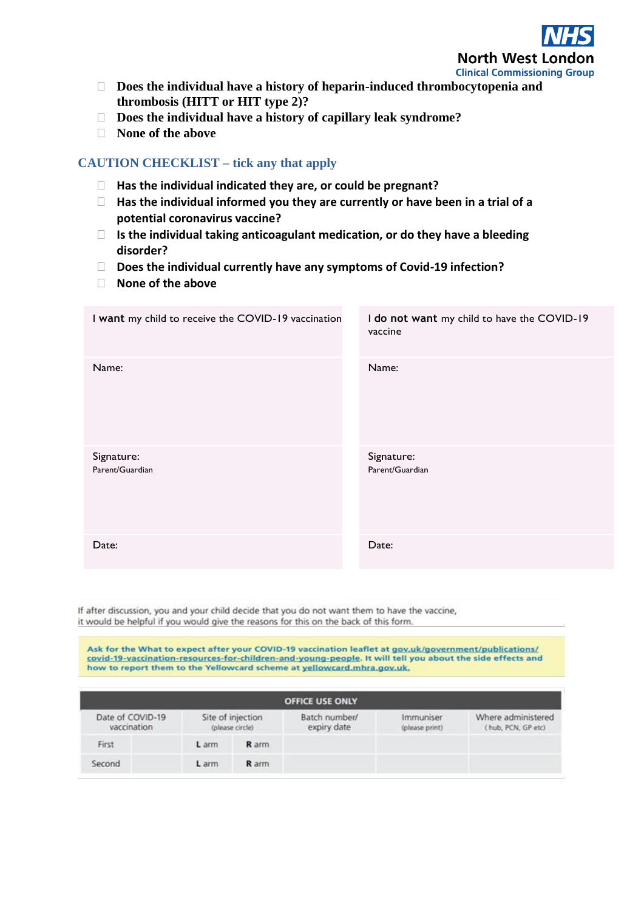- ☐ **Does the individual have a history of heparin-induced thrombocytopenia and thrombosis (HITT or HIT type 2)?**
- ☐ **Does the individual have a history of capillary leak syndrome?**
- ☐ **None of the above**

## CAUTION CHECKLIST – tick any that apply

- ☐ **Has the individual indicated they are, or could be pregnant?**
- ☐ **Has the individual informed you they are currently or have been in a trial of a potential coronavirus vaccine?**
- ☐ **Is the individual taking anticoagulant medication, or do they have a bleeding disorder?**
- ☐ **Does the individual currently have any symptoms of Covid-19 infection?**
- ☐ **None of the above**

| I **want** my child to receive the COVID-19 vaccination | I **do not want** my child to have the COVID-19 vaccine |
|---|---|
| Name: | Name: |
| Signature: Parent/Guardian | Signature: Parent/Guardian |
| Date: | Date: |

If after discussion, you and your child decide that you do not want them to have the vaccine, it would be helpful if you would give the reasons for this on the back of this form.

**Ask for the What to expect after your COVID-19 vaccination leaflet at gov.uk/government/publications/covid-19-vaccination-resources-for-children-and-young-people. It will tell you about the side effects and how to report them to the Yellowcard scheme at yellowcard.mhra.gov.uk.**

**OFFICE USE ONLY**

| Date of COVID-19 vaccination | | Site of injection (please circle) | | Batch number/ expiry date | Immuniser (please print) | Where administered ( hub, PCN, GP etc) |
|---|---|---|---|---|---|---|
| First | | **L** arm | **R** arm | | | |
| Second | | **L** arm | **R** arm | | | |